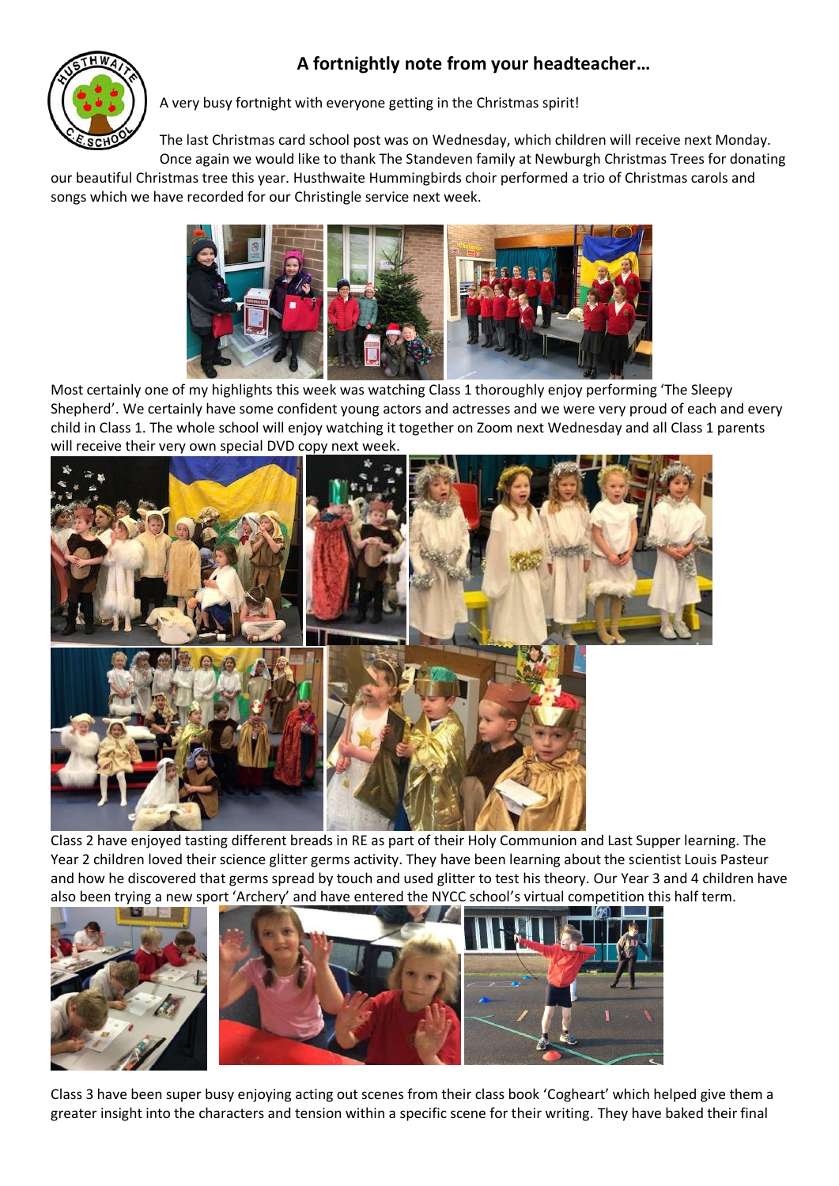## A fortnightly note from your headteacher…

A very busy fortnight with everyone getting in the Christmas spirit!

The last Christmas card school post was on Wednesday, which children will receive next Monday. Once again we would like to thank The Standeven family at Newburgh Christmas Trees for donating our beautiful Christmas tree this year. Husthwaite Hummingbirds choir performed a trio of Christmas carols and songs which we have recorded for our Christingle service next week.

Most certainly one of my highlights this week was watching Class 1 thoroughly enjoy performing 'The Sleepy Shepherd'. We certainly have some confident young actors and actresses and we were very proud of each and every child in Class 1. The whole school will enjoy watching it together on Zoom next Wednesday and all Class 1 parents will receive their very own special DVD copy next week.

Class 2 have enjoyed tasting different breads in RE as part of their Holy Communion and Last Supper learning. The Year 2 children loved their science glitter germs activity. They have been learning about the scientist Louis Pasteur and how he discovered that germs spread by touch and used glitter to test his theory. Our Year 3 and 4 children have also been trying a new sport 'Archery' and have entered the NYCC school's virtual competition this half term.

Class 3 have been super busy enjoying acting out scenes from their class book 'Cogheart' which helped give them a greater insight into the characters and tension within a specific scene for their writing. They have baked their final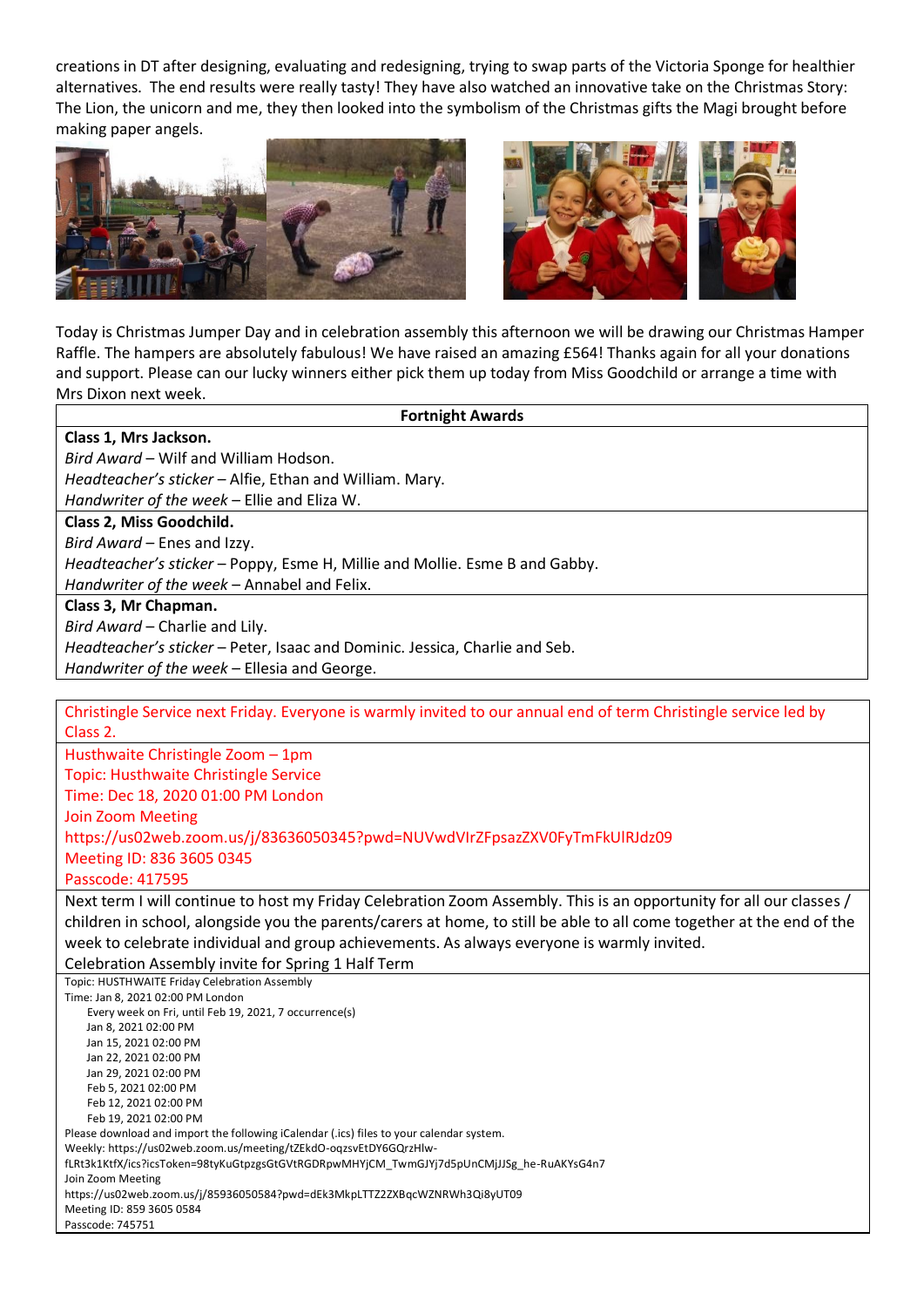creations in DT after designing, evaluating and redesigning, trying to swap parts of the Victoria Sponge for healthier alternatives. The end results were really tasty! They have also watched an innovative take on the Christmas Story: The Lion, the unicorn and me, they then looked into the symbolism of the Christmas gifts the Magi brought before making paper angels.

Today is Christmas Jumper Day and in celebration assembly this afternoon we will be drawing our Christmas Hamper Raffle. The hampers are absolutely fabulous! We have raised an amazing £564! Thanks again for all your donations and support. Please can our lucky winners either pick them up today from Miss Goodchild or arrange a time with Mrs Dixon next week.

| Fortnight Awards |
|---|
| **Class 1, Mrs Jackson.**<br>*Bird Award* – Wilf and William Hodson.<br>*Headteacher's sticker* – Alfie, Ethan and William. Mary.<br>*Handwriter of the week* – Ellie and Eliza W. |
| **Class 2, Miss Goodchild.**<br>*Bird Award* – Enes and Izzy.<br>*Headteacher's sticker* – Poppy, Esme H, Millie and Mollie. Esme B and Gabby.<br>*Handwriter of the week* – Annabel and Felix. |
| **Class 3, Mr Chapman.**<br>*Bird Award* – Charlie and Lily.<br>*Headteacher's sticker* – Peter, Isaac and Dominic. Jessica, Charlie and Seb.<br>*Handwriter of the week* – Ellesia and George. |

Christingle Service next Friday. Everyone is warmly invited to our annual end of term Christingle service led by Class 2.

Husthwaite Christingle Zoom – 1pm
Topic: Husthwaite Christingle Service
Time: Dec 18, 2020 01:00 PM London
Join Zoom Meeting
https://us02web.zoom.us/j/83636050345?pwd=NUVwdVIrZFpsazZXV0FyTmFkUlRJdz09
Meeting ID: 836 3605 0345
Passcode: 417595

Next term I will continue to host my Friday Celebration Zoom Assembly. This is an opportunity for all our classes / children in school, alongside you the parents/carers at home, to still be able to all come together at the end of the week to celebrate individual and group achievements. As always everyone is warmly invited.

Celebration Assembly invite for Spring 1 Half Term

Topic: HUSTHWAITE Friday Celebration Assembly
Time: Jan 8, 2021 02:00 PM London
Every week on Fri, until Feb 19, 2021, 7 occurrence(s)
Jan 8, 2021 02:00 PM
Jan 15, 2021 02:00 PM
Jan 22, 2021 02:00 PM
Jan 29, 2021 02:00 PM
Feb 5, 2021 02:00 PM
Feb 12, 2021 02:00 PM
Feb 19, 2021 02:00 PM
Please download and import the following iCalendar (.ics) files to your calendar system.
Weekly: https://us02web.zoom.us/meeting/tZEkdO-oqzsvEtDY6GQrzHlw-fLRt3k1KtfX/ics?icsToken=98tyKuGtpzgsGtGVtRGDRpwMHYjCM_TwmGJYj7d5pUnCMjJJSg_he-RuAKYsG4n7
Join Zoom Meeting
https://us02web.zoom.us/j/85936050584?pwd=dEk3MkpLTTZ2ZXBqcWZNRWh3Qi8yUT09
Meeting ID: 859 3605 0584
Passcode: 745751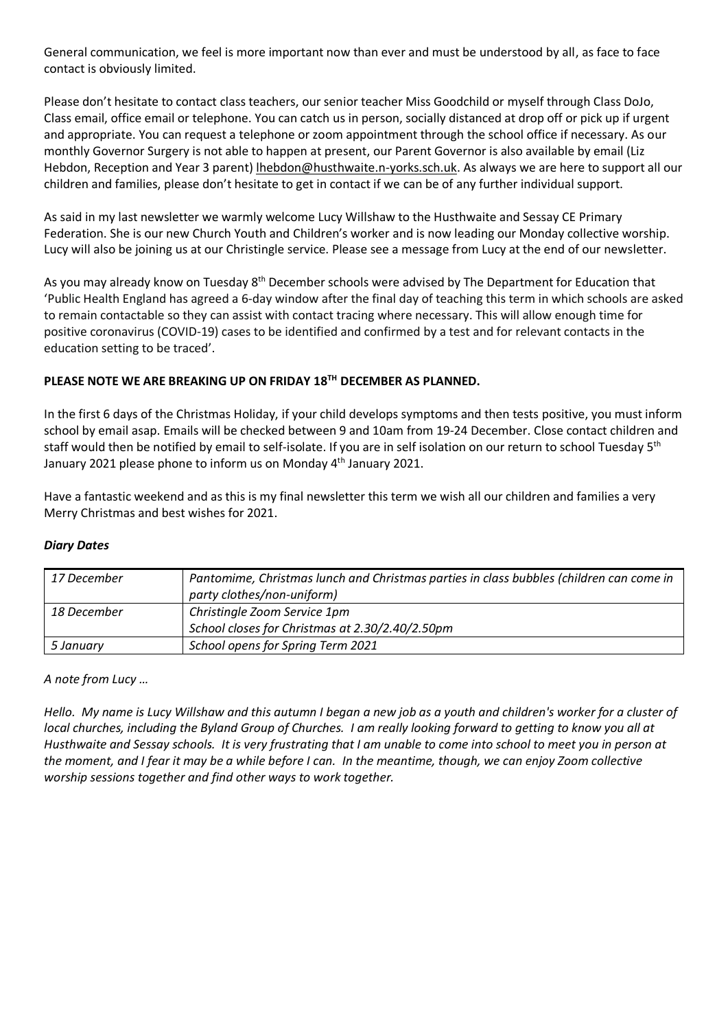General communication, we feel is more important now than ever and must be understood by all, as face to face contact is obviously limited.

Please don't hesitate to contact class teachers, our senior teacher Miss Goodchild or myself through Class DoJo, Class email, office email or telephone. You can catch us in person, socially distanced at drop off or pick up if urgent and appropriate. You can request a telephone or zoom appointment through the school office if necessary. As our monthly Governor Surgery is not able to happen at present, our Parent Governor is also available by email (Liz Hebdon, Reception and Year 3 parent) lhebdon@husthwaite.n-yorks.sch.uk. As always we are here to support all our children and families, please don't hesitate to get in contact if we can be of any further individual support.

As said in my last newsletter we warmly welcome Lucy Willshaw to the Husthwaite and Sessay CE Primary Federation. She is our new Church Youth and Children's worker and is now leading our Monday collective worship. Lucy will also be joining us at our Christingle service. Please see a message from Lucy at the end of our newsletter.

As you may already know on Tuesday 8th December schools were advised by The Department for Education that 'Public Health England has agreed a 6-day window after the final day of teaching this term in which schools are asked to remain contactable so they can assist with contact tracing where necessary. This will allow enough time for positive coronavirus (COVID-19) cases to be identified and confirmed by a test and for relevant contacts in the education setting to be traced'.

**PLEASE NOTE WE ARE BREAKING UP ON FRIDAY 18TH DECEMBER AS PLANNED.**

In the first 6 days of the Christmas Holiday, if your child develops symptoms and then tests positive, you must inform school by email asap. Emails will be checked between 9 and 10am from 19-24 December. Close contact children and staff would then be notified by email to self-isolate. If you are in self isolation on our return to school Tuesday 5th January 2021 please phone to inform us on Monday 4th January 2021.

Have a fantastic weekend and as this is my final newsletter this term we wish all our children and families a very Merry Christmas and best wishes for 2021.

***Diary Dates***

| | |
|---|---|
| *17 December* | *Pantomime, Christmas lunch and Christmas parties in class bubbles (children can come in party clothes/non-uniform)* |
| *18 December* | *Christingle Zoom Service 1pm*<br>*School closes for Christmas at 2.30/2.40/2.50pm* |
| *5 January* | *School opens for Spring Term 2021* |

*A note from Lucy …*

*Hello. My name is Lucy Willshaw and this autumn I began a new job as a youth and children's worker for a cluster of local churches, including the Byland Group of Churches. I am really looking forward to getting to know you all at Husthwaite and Sessay schools. It is very frustrating that I am unable to come into school to meet you in person at the moment, and I fear it may be a while before I can. In the meantime, though, we can enjoy Zoom collective worship sessions together and find other ways to work together.*